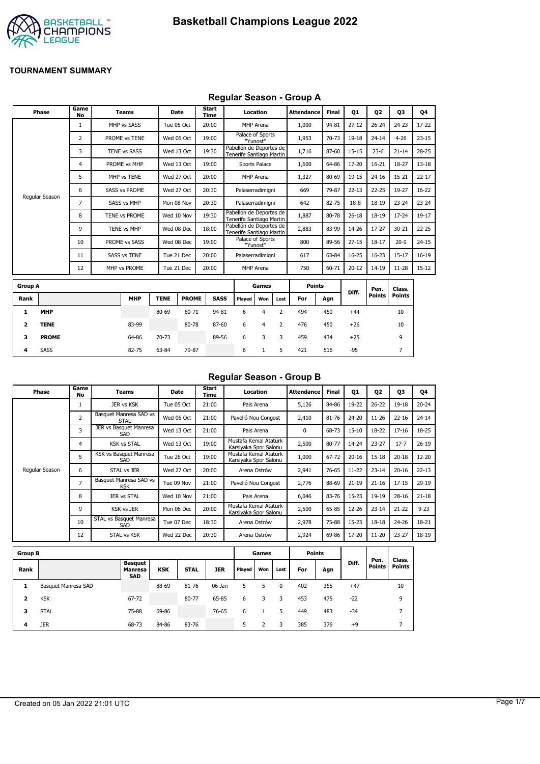# Basketball Champions League 2022

**TOURNAMENT SUMMARY**

## Regular Season - Group A

| Phase | Game No | Teams | Date | Start Time | Location | Attendance | Final | Q1 | Q2 | Q3 | Q4 |
|---|---|---|---|---|---|---|---|---|---|---|---|
| Regular Season | 1 | MHP vs SASS | Tue 05 Oct | 20:00 | MHP Arena | 1,000 | 94-81 | 27-12 | 26-24 | 24-23 | 17-22 |
| | 2 | PROME vs TENE | Wed 06 Oct | 19:00 | Palace of Sports "Yunost" | 1,953 | 70-73 | 19-18 | 24-14 | 4-26 | 23-15 |
| | 3 | TENE vs SASS | Wed 13 Oct | 19:30 | Pabellón de Deportes de Tenerife Santiago Martin | 1,716 | 87-60 | 15-15 | 23-6 | 21-14 | 28-25 |
| | 4 | PROME vs MHP | Wed 13 Oct | 19:00 | Sports Palace | 1,600 | 64-86 | 17-20 | 16-21 | 18-27 | 13-18 |
| | 5 | MHP vs TENE | Wed 27 Oct | 20:00 | MHP Arena | 1,327 | 80-69 | 19-15 | 24-16 | 15-21 | 22-17 |
| | 6 | SASS vs PROME | Wed 27 Oct | 20:30 | Palaserradimigni | 669 | 79-87 | 22-13 | 22-25 | 19-27 | 16-22 |
| | 7 | SASS vs MHP | Mon 08 Nov | 20:30 | Palaserradimigni | 642 | 82-75 | 18-8 | 18-19 | 23-24 | 23-24 |
| | 8 | TENE vs PROME | Wed 10 Nov | 19:30 | Pabellón de Deportes de Tenerife Santiago Martin | 1,887 | 80-78 | 26-18 | 18-19 | 17-24 | 19-17 |
| | 9 | TENE vs MHP | Wed 08 Dec | 18:00 | Pabellón de Deportes de Tenerife Santiago Martin | 2,883 | 83-99 | 14-26 | 17-27 | 30-21 | 22-25 |
| | 10 | PROME vs SASS | Wed 08 Dec | 19:00 | Palace of Sports "Yunost" | 800 | 89-56 | 27-15 | 18-17 | 20-9 | 24-15 |
| | 11 | SASS vs TENE | Tue 21 Dec | 20:00 | Palaserradimigni | 617 | 63-84 | 16-25 | 16-23 | 15-17 | 16-19 |
| | 12 | MHP vs PROME | Tue 21 Dec | 20:00 | MHP Arena | 750 | 60-71 | 20-12 | 14-19 | 11-28 | 15-12 |

| Group A | | | | | | Games | | | Points | | Diff. | Pen. Points | Class. Points |
|---|---|---|---|---|---|---|---|---|---|---|---|---|---|
| Rank | | MHP | TENE | PROME | SASS | Played | Won | Lost | For | Agn | | | |
| 1 | **MHP** | | 80-69 | 60-71 | 94-81 | 6 | 4 | 2 | 494 | 450 | +44 | | 10 |
| 2 | **TENE** | 83-99 | | 80-78 | 87-60 | 6 | 4 | 2 | 476 | 450 | +26 | | 10 |
| 3 | **PROME** | 64-86 | 70-73 | | 89-56 | 6 | 3 | 3 | 459 | 434 | +25 | | 9 |
| 4 | SASS | 82-75 | 63-84 | 79-87 | | 6 | 1 | 5 | 421 | 516 | -95 | | 7 |

## Regular Season - Group B

| Phase | Game No | Teams | Date | Start Time | Location | Attendance | Final | Q1 | Q2 | Q3 | Q4 |
|---|---|---|---|---|---|---|---|---|---|---|---|
| Regular Season | 1 | JER vs KSK | Tue 05 Oct | 21:00 | Pais Arena | 5,126 | 84-86 | 19-22 | 26-22 | 19-18 | 20-24 |
| | 2 | Basquet Manresa SAD vs STAL | Wed 06 Oct | 21:00 | Pavelló Nou Congost | 2,410 | 81-76 | 24-20 | 11-26 | 22-16 | 24-14 |
| | 3 | JER vs Basquet Manresa SAD | Wed 13 Oct | 21:00 | Pais Arena | 0 | 68-73 | 15-10 | 18-22 | 17-16 | 18-25 |
| | 4 | KSK vs STAL | Wed 13 Oct | 19:00 | Mustafa Kemal Atatürk Karsiyaka Spor Salonu | 2,500 | 80-77 | 14-24 | 23-27 | 17-7 | 26-19 |
| | 5 | KSK vs Basquet Manresa SAD | Tue 26 Oct | 19:00 | Mustafa Kemal Atatürk Karsiyaka Spor Salonu | 1,000 | 67-72 | 20-16 | 15-18 | 20-18 | 12-20 |
| | 6 | STAL vs JER | Wed 27 Oct | 20:00 | Arena Ostrów | 2,941 | 76-65 | 11-22 | 23-14 | 20-16 | 22-13 |
| | 7 | Basquet Manresa SAD vs KSK | Tue 09 Nov | 21:00 | Pavelló Nou Congost | 2,776 | 88-69 | 21-19 | 21-16 | 17-15 | 29-19 |
| | 8 | JER vs STAL | Wed 10 Nov | 21:00 | Pais Arena | 6,046 | 83-76 | 15-23 | 19-19 | 28-16 | 21-18 |
| | 9 | KSK vs JER | Mon 06 Dec | 20:00 | Mustafa Kemal Atatürk Karsiyaka Spor Salonu | 2,500 | 65-85 | 12-26 | 23-14 | 21-22 | 9-23 |
| | 10 | STAL vs Basquet Manresa SAD | Tue 07 Dec | 18:30 | Arena Ostrów | 2,978 | 75-88 | 15-23 | 18-18 | 24-26 | 18-21 |
| | 12 | STAL vs KSK | Wed 22 Dec | 20:30 | Arena Ostrów | 2,924 | 69-86 | 17-20 | 11-20 | 23-27 | 18-19 |

| Group B | | | | | | Games | | | Points | | Diff. | Pen. Points | Class. Points |
|---|---|---|---|---|---|---|---|---|---|---|---|---|---|
| Rank | | Basquet Manresa SAD | KSK | STAL | JER | Played | Won | Lost | For | Agn | | | |
| 1 | Basquet Manresa SAD | | 88-69 | 81-76 | 06 Jan | 5 | 5 | 0 | 402 | 355 | +47 | | 10 |
| 2 | KSK | 67-72 | | 80-77 | 65-85 | 6 | 3 | 3 | 453 | 475 | -22 | | 9 |
| 3 | STAL | 75-88 | 69-86 | | 76-65 | 6 | 1 | 5 | 449 | 483 | -34 | | 7 |
| 4 | JER | 68-73 | 84-86 | 83-76 | | 5 | 2 | 3 | 385 | 376 | +9 | | 7 |

Created on 05 Jan 2022 21:01 UTC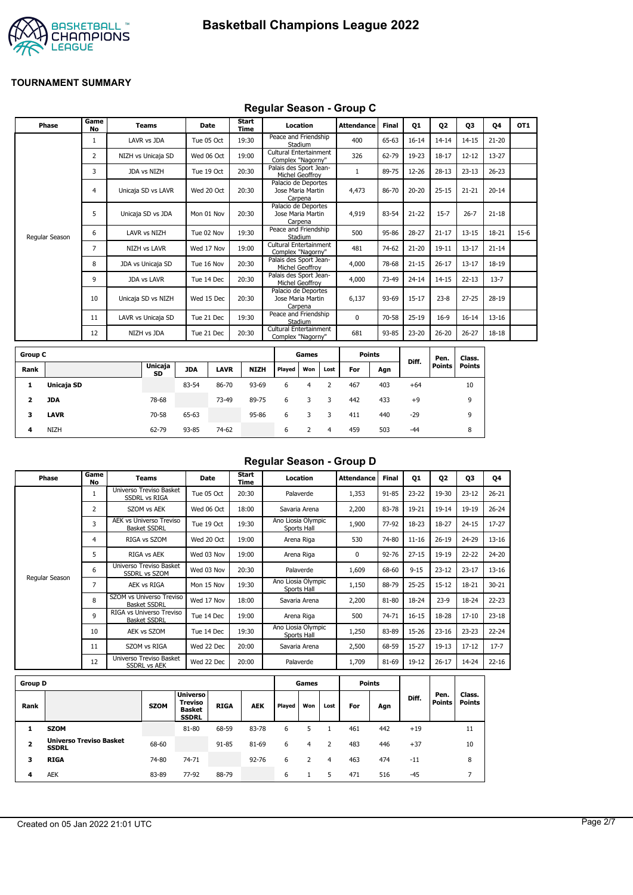# Basketball Champions League 2022

**TOURNAMENT SUMMARY**

## Regular Season - Group C

| Phase | Game No | Teams | Date | Start Time | Location | Attendance | Final | Q1 | Q2 | Q3 | Q4 | OT1 |
|---|---|---|---|---|---|---|---|---|---|---|---|---|
| Regular Season | 1 | LAVR vs JDA | Tue 05 Oct | 19:30 | Peace and Friendship Stadium | 400 | 65-63 | 16-14 | 14-14 | 14-15 | 21-20 | |
| | 2 | NIZH vs Unicaja SD | Wed 06 Oct | 19:00 | Cultural Entertainment Complex "Nagorny" | 326 | 62-79 | 19-23 | 18-17 | 12-12 | 13-27 | |
| | 3 | JDA vs NIZH | Tue 19 Oct | 20:30 | Palais des Sport Jean-Michel Geoffroy | 1 | 89-75 | 12-26 | 28-13 | 23-13 | 26-23 | |
| | 4 | Unicaja SD vs LAVR | Wed 20 Oct | 20:30 | Palacio de Deportes Jose Maria Martin Carpena | 4,473 | 86-70 | 20-20 | 25-15 | 21-21 | 20-14 | |
| | 5 | Unicaja SD vs JDA | Mon 01 Nov | 20:30 | Palacio de Deportes Jose Maria Martin Carpena | 4,919 | 83-54 | 21-22 | 15-7 | 26-7 | 21-18 | |
| | 6 | LAVR vs NIZH | Tue 02 Nov | 19:30 | Peace and Friendship Stadium | 500 | 95-86 | 28-27 | 21-17 | 13-15 | 18-21 | 15-6 |
| | 7 | NIZH vs LAVR | Wed 17 Nov | 19:00 | Cultural Entertainment Complex "Nagorny" | 481 | 74-62 | 21-20 | 19-11 | 13-17 | 21-14 | |
| | 8 | JDA vs Unicaja SD | Tue 16 Nov | 20:30 | Palais des Sport Jean-Michel Geoffroy | 4,000 | 78-68 | 21-15 | 26-17 | 13-17 | 18-19 | |
| | 9 | JDA vs LAVR | Tue 14 Dec | 20:30 | Palais des Sport Jean-Michel Geoffroy | 4,000 | 73-49 | 24-14 | 14-15 | 22-13 | 13-7 | |
| | 10 | Unicaja SD vs NIZH | Wed 15 Dec | 20:30 | Palacio de Deportes Jose Maria Martin Carpena | 6,137 | 93-69 | 15-17 | 23-8 | 27-25 | 28-19 | |
| | 11 | LAVR vs Unicaja SD | Tue 21 Dec | 19:30 | Peace and Friendship Stadium | 0 | 70-58 | 25-19 | 16-9 | 16-14 | 13-16 | |
| | 12 | NIZH vs JDA | Tue 21 Dec | 20:30 | Cultural Entertainment Complex "Nagorny" | 681 | 93-85 | 23-20 | 26-20 | 26-27 | 18-18 | |

| Group C | | | | | | Games | | | Points | | Diff. | Pen. Points | Class. Points |
|---|---|---|---|---|---|---|---|---|---|---|---|---|---|
| Rank | | Unicaja SD | JDA | LAVR | NIZH | Played | Won | Lost | For | Agn | | | |
| 1 | **Unicaja SD** | | 83-54 | 86-70 | 93-69 | 6 | 4 | 2 | 467 | 403 | +64 | | 10 |
| 2 | **JDA** | 78-68 | | 73-49 | 89-75 | 6 | 3 | 3 | 442 | 433 | +9 | | 9 |
| 3 | **LAVR** | 70-58 | 65-63 | | 95-86 | 6 | 3 | 3 | 411 | 440 | -29 | | 9 |
| 4 | NIZH | 62-79 | 93-85 | 74-62 | | 6 | 2 | 4 | 459 | 503 | -44 | | 8 |

## Regular Season - Group D

| Phase | Game No | Teams | Date | Start Time | Location | Attendance | Final | Q1 | Q2 | Q3 | Q4 |
|---|---|---|---|---|---|---|---|---|---|---|---|
| Regular Season | 1 | Universo Treviso Basket SSDRL vs RIGA | Tue 05 Oct | 20:30 | Palaverde | 1,353 | 91-85 | 23-22 | 19-30 | 23-12 | 26-21 |
| | 2 | SZOM vs AEK | Wed 06 Oct | 18:00 | Savaria Arena | 2,200 | 83-78 | 19-21 | 19-14 | 19-19 | 26-24 |
| | 3 | AEK vs Universo Treviso Basket SSDRL | Tue 19 Oct | 19:30 | Ano Liosia Olympic Sports Hall | 1,900 | 77-92 | 18-23 | 18-27 | 24-15 | 17-27 |
| | 4 | RIGA vs SZOM | Wed 20 Oct | 19:00 | Arena Riga | 530 | 74-80 | 11-16 | 26-19 | 24-29 | 13-16 |
| | 5 | RIGA vs AEK | Wed 03 Nov | 19:00 | Arena Riga | 0 | 92-76 | 27-15 | 19-19 | 22-22 | 24-20 |
| | 6 | Universo Treviso Basket SSDRL vs SZOM | Wed 03 Nov | 20:30 | Palaverde | 1,609 | 68-60 | 9-15 | 23-12 | 23-17 | 13-16 |
| | 7 | AEK vs RIGA | Mon 15 Nov | 19:30 | Ano Liosia Olympic Sports Hall | 1,150 | 88-79 | 25-25 | 15-12 | 18-21 | 30-21 |
| | 8 | SZOM vs Universo Treviso Basket SSDRL | Wed 17 Nov | 18:00 | Savaria Arena | 2,200 | 81-80 | 18-24 | 23-9 | 18-24 | 22-23 |
| | 9 | RIGA vs Universo Treviso Basket SSDRL | Tue 14 Dec | 19:00 | Arena Riga | 500 | 74-71 | 16-15 | 18-28 | 17-10 | 23-18 |
| | 10 | AEK vs SZOM | Tue 14 Dec | 19:30 | Ano Liosia Olympic Sports Hall | 1,250 | 83-89 | 15-26 | 23-16 | 23-23 | 22-24 |
| | 11 | SZOM vs RIGA | Wed 22 Dec | 20:00 | Savaria Arena | 2,500 | 68-59 | 15-27 | 19-13 | 17-12 | 17-7 |
| | 12 | Universo Treviso Basket SSDRL vs AEK | Wed 22 Dec | 20:00 | Palaverde | 1,709 | 81-69 | 19-12 | 26-17 | 14-24 | 22-16 |

| Group D | | | | | | Games | | | Points | | Diff. | Pen. Points | Class. Points |
|---|---|---|---|---|---|---|---|---|---|---|---|---|---|
| Rank | | SZOM | Universo Treviso Basket SSDRL | RIGA | AEK | Played | Won | Lost | For | Agn | | | |
| 1 | **SZOM** | | 81-80 | 68-59 | 83-78 | 6 | 5 | 1 | 461 | 442 | +19 | | 11 |
| 2 | **Universo Treviso Basket SSDRL** | 68-60 | | 91-85 | 81-69 | 6 | 4 | 2 | 483 | 446 | +37 | | 10 |
| 3 | **RIGA** | 74-80 | 74-71 | | 92-76 | 6 | 2 | 4 | 463 | 474 | -11 | | 8 |
| 4 | AEK | 83-89 | 77-92 | 88-79 | | 6 | 1 | 5 | 471 | 516 | -45 | | 7 |

Created on 05 Jan 2022 21:01 UTC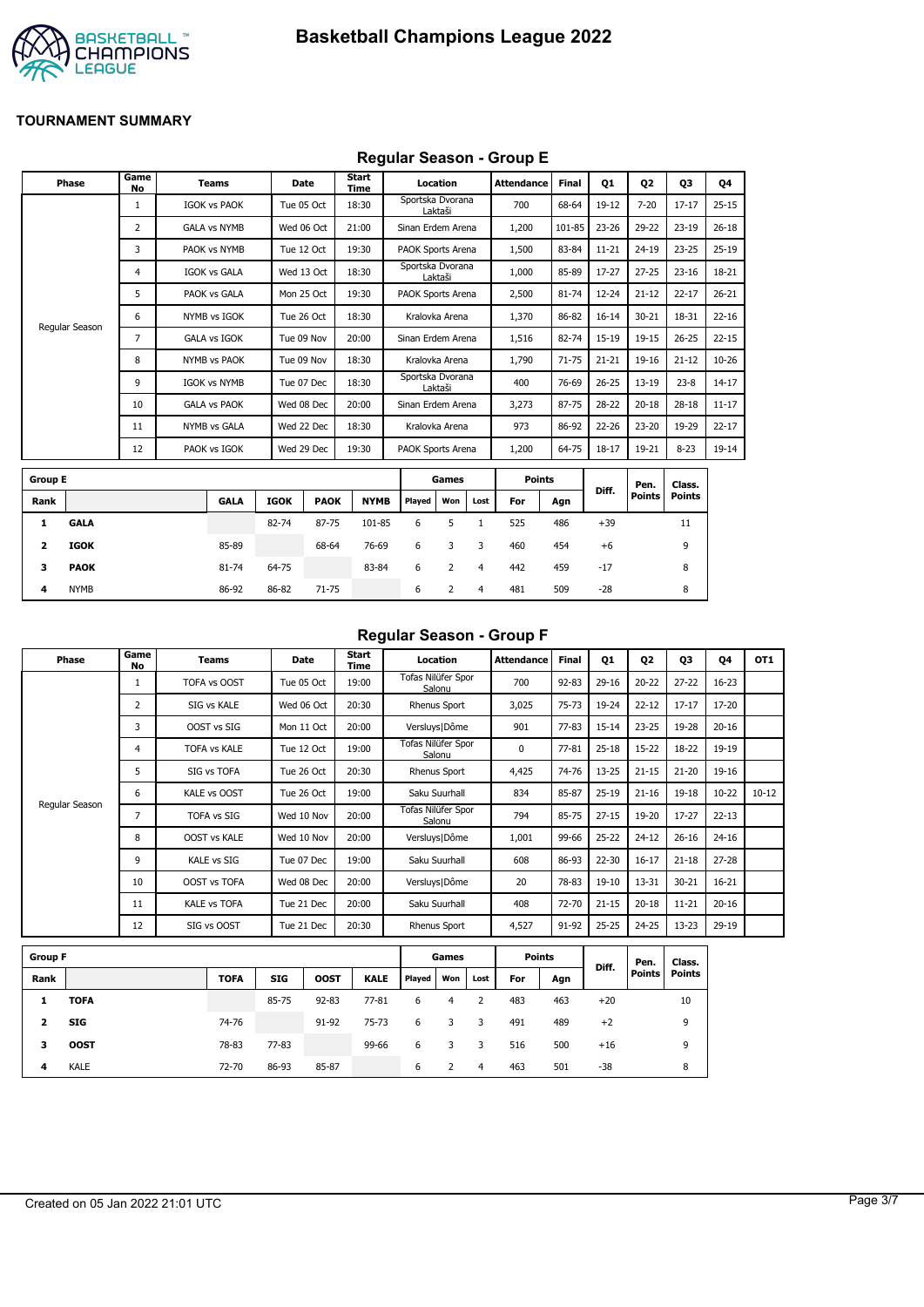# Basketball Champions League 2022

**TOURNAMENT SUMMARY**

## Regular Season - Group E

| Phase | Game No | Teams | Date | Start Time | Location | Attendance | Final | Q1 | Q2 | Q3 | Q4 |
|---|---|---|---|---|---|---|---|---|---|---|---|
| Regular Season | 1 | IGOK vs PAOK | Tue 05 Oct | 18:30 | Sportska Dvorana Laktaši | 700 | 68-64 | 19-12 | 7-20 | 17-17 | 25-15 |
| | 2 | GALA vs NYMB | Wed 06 Oct | 21:00 | Sinan Erdem Arena | 1,200 | 101-85 | 23-26 | 29-22 | 23-19 | 26-18 |
| | 3 | PAOK vs NYMB | Tue 12 Oct | 19:30 | PAOK Sports Arena | 1,500 | 83-84 | 11-21 | 24-19 | 23-25 | 25-19 |
| | 4 | IGOK vs GALA | Wed 13 Oct | 18:30 | Sportska Dvorana Laktaši | 1,000 | 85-89 | 17-27 | 27-25 | 23-16 | 18-21 |
| | 5 | PAOK vs GALA | Mon 25 Oct | 19:30 | PAOK Sports Arena | 2,500 | 81-74 | 12-24 | 21-12 | 22-17 | 26-21 |
| | 6 | NYMB vs IGOK | Tue 26 Oct | 18:30 | Kralovka Arena | 1,370 | 86-82 | 16-14 | 30-21 | 18-31 | 22-16 |
| | 7 | GALA vs IGOK | Tue 09 Nov | 20:00 | Sinan Erdem Arena | 1,516 | 82-74 | 15-19 | 19-15 | 26-25 | 22-15 |
| | 8 | NYMB vs PAOK | Tue 09 Nov | 18:30 | Kralovka Arena | 1,790 | 71-75 | 21-21 | 19-16 | 21-12 | 10-26 |
| | 9 | IGOK vs NYMB | Tue 07 Dec | 18:30 | Sportska Dvorana Laktaši | 400 | 76-69 | 26-25 | 13-19 | 23-8 | 14-17 |
| | 10 | GALA vs PAOK | Wed 08 Dec | 20:00 | Sinan Erdem Arena | 3,273 | 87-75 | 28-22 | 20-18 | 28-18 | 11-17 |
| | 11 | NYMB vs GALA | Wed 22 Dec | 18:30 | Kralovka Arena | 973 | 86-92 | 22-26 | 23-20 | 19-29 | 22-17 |
| | 12 | PAOK vs IGOK | Wed 29 Dec | 19:30 | PAOK Sports Arena | 1,200 | 64-75 | 18-17 | 19-21 | 8-23 | 19-14 |

| Group E | | | | | | Games | | | Points | | Diff. | Pen. Points | Class. Points |
|---|---|---|---|---|---|---|---|---|---|---|---|---|---|
| Rank | | GALA | IGOK | PAOK | NYMB | Played | Won | Lost | For | Agn | | | |
| 1 | **GALA** | | 82-74 | 87-75 | 101-85 | 6 | 5 | 1 | 525 | 486 | +39 | | 11 |
| 2 | **IGOK** | 85-89 | | 68-64 | 76-69 | 6 | 3 | 3 | 460 | 454 | +6 | | 9 |
| 3 | **PAOK** | 81-74 | 64-75 | | 83-84 | 6 | 2 | 4 | 442 | 459 | -17 | | 8 |
| 4 | NYMB | 86-92 | 86-82 | 71-75 | | 6 | 2 | 4 | 481 | 509 | -28 | | 8 |

## Regular Season - Group F

| Phase | Game No | Teams | Date | Start Time | Location | Attendance | Final | Q1 | Q2 | Q3 | Q4 | OT1 |
|---|---|---|---|---|---|---|---|---|---|---|---|---|
| Regular Season | 1 | TOFA vs OOST | Tue 05 Oct | 19:00 | Tofas Nilüfer Spor Salonu | 700 | 92-83 | 29-16 | 20-22 | 27-22 | 16-23 | |
| | 2 | SIG vs KALE | Wed 06 Oct | 20:30 | Rhenus Sport | 3,025 | 75-73 | 19-24 | 22-12 | 17-17 | 17-20 | |
| | 3 | OOST vs SIG | Mon 11 Oct | 20:00 | Versluys\|Dôme | 901 | 77-83 | 15-14 | 23-25 | 19-28 | 20-16 | |
| | 4 | TOFA vs KALE | Tue 12 Oct | 19:00 | Tofas Nilüfer Spor Salonu | 0 | 77-81 | 25-18 | 15-22 | 18-22 | 19-19 | |
| | 5 | SIG vs TOFA | Tue 26 Oct | 20:30 | Rhenus Sport | 4,425 | 74-76 | 13-25 | 21-15 | 21-20 | 19-16 | |
| | 6 | KALE vs OOST | Tue 26 Oct | 19:00 | Saku Suurhall | 834 | 85-87 | 25-19 | 21-16 | 19-18 | 10-22 | 10-12 |
| | 7 | TOFA vs SIG | Wed 10 Nov | 20:00 | Tofas Nilüfer Spor Salonu | 794 | 85-75 | 27-15 | 19-20 | 17-27 | 22-13 | |
| | 8 | OOST vs KALE | Wed 10 Nov | 20:00 | Versluys\|Dôme | 1,001 | 99-66 | 25-22 | 24-12 | 26-16 | 24-16 | |
| | 9 | KALE vs SIG | Tue 07 Dec | 19:00 | Saku Suurhall | 608 | 86-93 | 22-30 | 16-17 | 21-18 | 27-28 | |
| | 10 | OOST vs TOFA | Wed 08 Dec | 20:00 | Versluys\|Dôme | 20 | 78-83 | 19-10 | 13-31 | 30-21 | 16-21 | |
| | 11 | KALE vs TOFA | Tue 21 Dec | 20:00 | Saku Suurhall | 408 | 72-70 | 21-15 | 20-18 | 11-21 | 20-16 | |
| | 12 | SIG vs OOST | Tue 21 Dec | 20:30 | Rhenus Sport | 4,527 | 91-92 | 25-25 | 24-25 | 13-23 | 29-19 | |

| Group F | | | | | | Games | | | Points | | Diff. | Pen. Points | Class. Points |
|---|---|---|---|---|---|---|---|---|---|---|---|---|---|
| Rank | | TOFA | SIG | OOST | KALE | Played | Won | Lost | For | Agn | | | |
| 1 | **TOFA** | | 85-75 | 92-83 | 77-81 | 6 | 4 | 2 | 483 | 463 | +20 | | 10 |
| 2 | **SIG** | 74-76 | | 91-92 | 75-73 | 6 | 3 | 3 | 491 | 489 | +2 | | 9 |
| 3 | **OOST** | 78-83 | 77-83 | | 99-66 | 6 | 3 | 3 | 516 | 500 | +16 | | 9 |
| 4 | KALE | 72-70 | 86-93 | 85-87 | | 6 | 2 | 4 | 463 | 501 | -38 | | 8 |

Created on 05 Jan 2022 21:01 UTC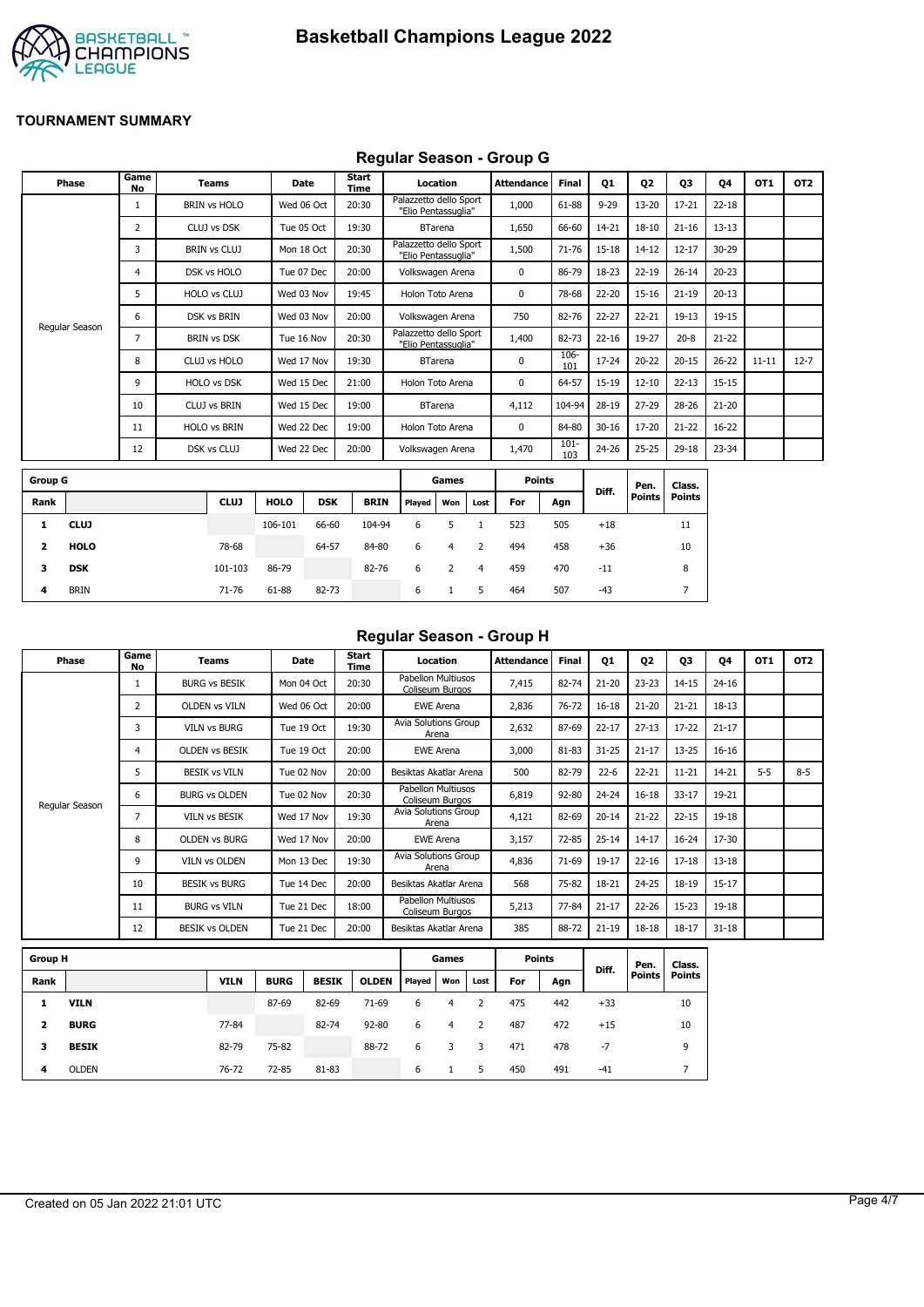# Basketball Champions League 2022

**TOURNAMENT SUMMARY**

## Regular Season - Group G

| Phase | Game No | Teams | Date | Start Time | Location | Attendance | Final | Q1 | Q2 | Q3 | Q4 | OT1 | OT2 |
|---|---|---|---|---|---|---|---|---|---|---|---|---|---|
| Regular Season | 1 | BRIN vs HOLO | Wed 06 Oct | 20:30 | Palazzetto dello Sport "Elio Pentassuglia" | 1,000 | 61-88 | 9-29 | 13-20 | 17-21 | 22-18 | | |
| | 2 | CLUJ vs DSK | Tue 05 Oct | 19:30 | BTarena | 1,650 | 66-60 | 14-21 | 18-10 | 21-16 | 13-13 | | |
| | 3 | BRIN vs CLUJ | Mon 18 Oct | 20:30 | Palazzetto dello Sport "Elio Pentassuglia" | 1,500 | 71-76 | 15-18 | 14-12 | 12-17 | 30-29 | | |
| | 4 | DSK vs HOLO | Tue 07 Dec | 20:00 | Volkswagen Arena | 0 | 86-79 | 18-23 | 22-19 | 26-14 | 20-23 | | |
| | 5 | HOLO vs CLUJ | Wed 03 Nov | 19:45 | Holon Toto Arena | 0 | 78-68 | 22-20 | 15-16 | 21-19 | 20-13 | | |
| | 6 | DSK vs BRIN | Wed 03 Nov | 20:00 | Volkswagen Arena | 750 | 82-76 | 22-27 | 22-21 | 19-13 | 19-15 | | |
| | 7 | BRIN vs DSK | Tue 16 Nov | 20:30 | Palazzetto dello Sport "Elio Pentassuglia" | 1,400 | 82-73 | 22-16 | 19-27 | 20-8 | 21-22 | | |
| | 8 | CLUJ vs HOLO | Wed 17 Nov | 19:30 | BTarena | 0 | 106-101 | 17-24 | 20-22 | 20-15 | 26-22 | 11-11 | 12-7 |
| | 9 | HOLO vs DSK | Wed 15 Dec | 21:00 | Holon Toto Arena | 0 | 64-57 | 15-19 | 12-10 | 22-13 | 15-15 | | |
| | 10 | CLUJ vs BRIN | Wed 15 Dec | 19:00 | BTarena | 4,112 | 104-94 | 28-19 | 27-29 | 28-26 | 21-20 | | |
| | 11 | HOLO vs BRIN | Wed 22 Dec | 19:00 | Holon Toto Arena | 0 | 84-80 | 30-16 | 17-20 | 21-22 | 16-22 | | |
| | 12 | DSK vs CLUJ | Wed 22 Dec | 20:00 | Volkswagen Arena | 1,470 | 101-103 | 24-26 | 25-25 | 29-18 | 23-34 | | |

| Group G | | | | | | Games | | | Points | | Diff. | Pen. Points | Class. Points |
|---|---|---|---|---|---|---|---|---|---|---|---|---|---|
| Rank | | CLUJ | HOLO | DSK | BRIN | Played | Won | Lost | For | Agn | | | |
| 1 | **CLUJ** | | 106-101 | 66-60 | 104-94 | 6 | 5 | 1 | 523 | 505 | +18 | | 11 |
| 2 | **HOLO** | 78-68 | | 64-57 | 84-80 | 6 | 4 | 2 | 494 | 458 | +36 | | 10 |
| 3 | **DSK** | 101-103 | 86-79 | | 82-76 | 6 | 2 | 4 | 459 | 470 | -11 | | 8 |
| 4 | BRIN | 71-76 | 61-88 | 82-73 | | 6 | 1 | 5 | 464 | 507 | -43 | | 7 |

## Regular Season - Group H

| Phase | Game No | Teams | Date | Start Time | Location | Attendance | Final | Q1 | Q2 | Q3 | Q4 | OT1 | OT2 |
|---|---|---|---|---|---|---|---|---|---|---|---|---|---|
| Regular Season | 1 | BURG vs BESIK | Mon 04 Oct | 20:30 | Pabellon Multiusos Coliseum Burgos | 7,415 | 82-74 | 21-20 | 23-23 | 14-15 | 24-16 | | |
| | 2 | OLDEN vs VILN | Wed 06 Oct | 20:00 | EWE Arena | 2,836 | 76-72 | 16-18 | 21-20 | 21-21 | 18-13 | | |
| | 3 | VILN vs BURG | Tue 19 Oct | 19:30 | Avia Solutions Group Arena | 2,632 | 87-69 | 22-17 | 27-13 | 17-22 | 21-17 | | |
| | 4 | OLDEN vs BESIK | Tue 19 Oct | 20:00 | EWE Arena | 3,000 | 81-83 | 31-25 | 21-17 | 13-25 | 16-16 | | |
| | 5 | BESIK vs VILN | Tue 02 Nov | 20:00 | Besiktas Akatlar Arena | 500 | 82-79 | 22-6 | 22-21 | 11-21 | 14-21 | 5-5 | 8-5 |
| | 6 | BURG vs OLDEN | Tue 02 Nov | 20:30 | Pabellon Multiusos Coliseum Burgos | 6,819 | 92-80 | 24-24 | 16-18 | 33-17 | 19-21 | | |
| | 7 | VILN vs BESIK | Wed 17 Nov | 19:30 | Avia Solutions Group Arena | 4,121 | 82-69 | 20-14 | 21-22 | 22-15 | 19-18 | | |
| | 8 | OLDEN vs BURG | Wed 17 Nov | 20:00 | EWE Arena | 3,157 | 72-85 | 25-14 | 14-17 | 16-24 | 17-30 | | |
| | 9 | VILN vs OLDEN | Mon 13 Dec | 19:30 | Avia Solutions Group Arena | 4,836 | 71-69 | 19-17 | 22-16 | 17-18 | 13-18 | | |
| | 10 | BESIK vs BURG | Tue 14 Dec | 20:00 | Besiktas Akatlar Arena | 568 | 75-82 | 18-21 | 24-25 | 18-19 | 15-17 | | |
| | 11 | BURG vs VILN | Tue 21 Dec | 18:00 | Pabellon Multiusos Coliseum Burgos | 5,213 | 77-84 | 21-17 | 22-26 | 15-23 | 19-18 | | |
| | 12 | BESIK vs OLDEN | Tue 21 Dec | 20:00 | Besiktas Akatlar Arena | 385 | 88-72 | 21-19 | 18-18 | 18-17 | 31-18 | | |

| Group H | | | | | | Games | | | Points | | Diff. | Pen. Points | Class. Points |
|---|---|---|---|---|---|---|---|---|---|---|---|---|---|
| Rank | | VILN | BURG | BESIK | OLDEN | Played | Won | Lost | For | Agn | | | |
| 1 | **VILN** | | 87-69 | 82-69 | 71-69 | 6 | 4 | 2 | 475 | 442 | +33 | | 10 |
| 2 | **BURG** | 77-84 | | 82-74 | 92-80 | 6 | 4 | 2 | 487 | 472 | +15 | | 10 |
| 3 | **BESIK** | 82-79 | 75-82 | | 88-72 | 6 | 3 | 3 | 471 | 478 | -7 | | 9 |
| 4 | OLDEN | 76-72 | 72-85 | 81-83 | | 6 | 1 | 5 | 450 | 491 | -41 | | 7 |

Created on 05 Jan 2022 21:01 UTC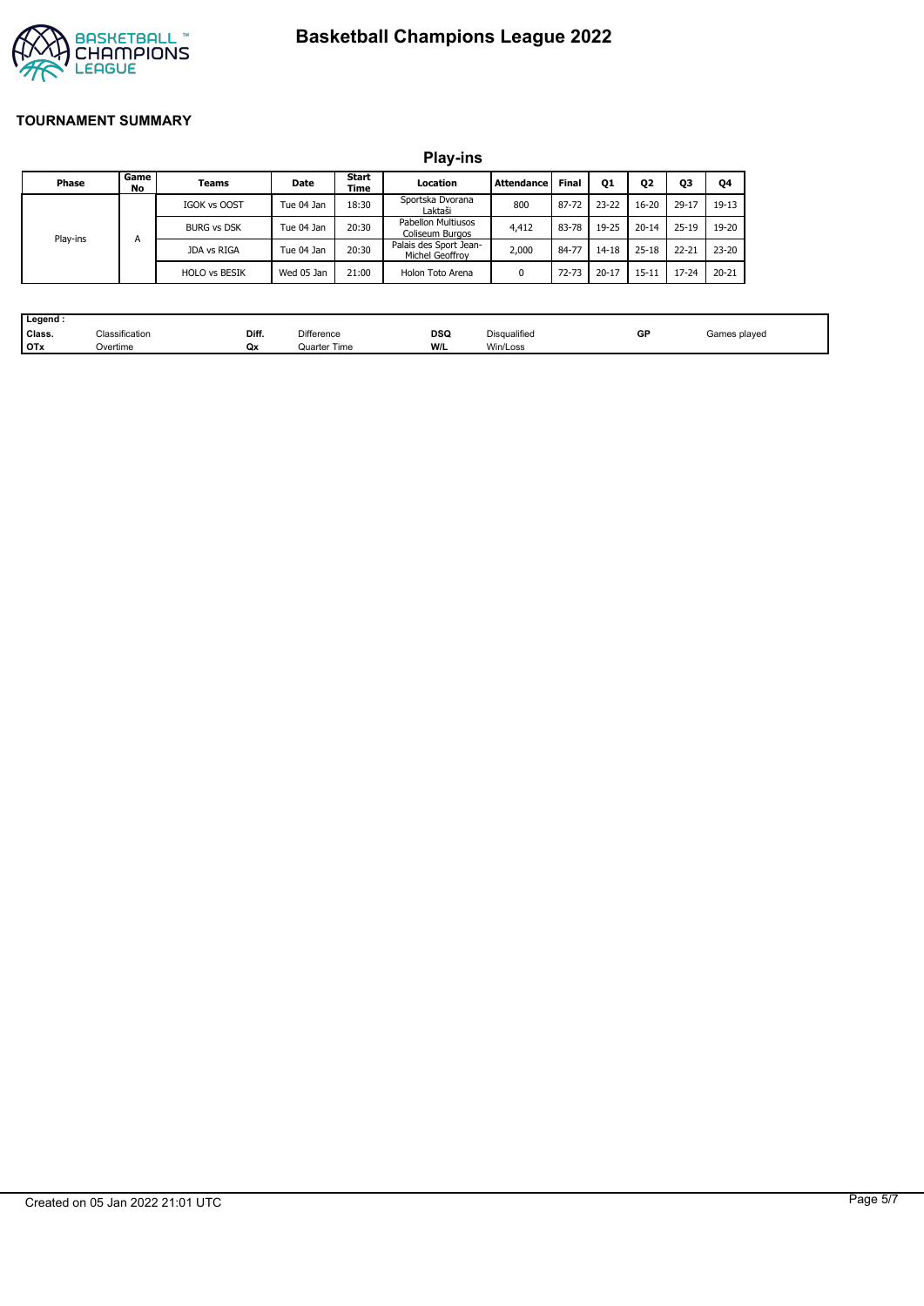# Basketball Champions League 2022

## TOURNAMENT SUMMARY

### Play-ins

| Phase | Game No | Teams | Date | Start Time | Location | Attendance | Final | Q1 | Q2 | Q3 | Q4 |
|---|---|---|---|---|---|---|---|---|---|---|---|
| Play-ins | A | IGOK vs OOST | Tue 04 Jan | 18:30 | Sportska Dvorana Laktaši | 800 | 87-72 | 23-22 | 16-20 | 29-17 | 19-13 |
| | | BURG vs DSK | Tue 04 Jan | 20:30 | Pabellon Multiusos Coliseum Burgos | 4,412 | 83-78 | 19-25 | 20-14 | 25-19 | 19-20 |
| | | JDA vs RIGA | Tue 04 Jan | 20:30 | Palais des Sport Jean-Michel Geoffroy | 2,000 | 84-77 | 14-18 | 25-18 | 22-21 | 23-20 |
| | | HOLO vs BESIK | Wed 05 Jan | 21:00 | Holon Toto Arena | 0 | 72-73 | 20-17 | 15-11 | 17-24 | 20-21 |

| Legend : | | | | | | | |
|---|---|---|---|---|---|---|---|
| Class. | Classification | Diff. | Difference | DSQ | Disqualified | GP | Games played |
| OTx | Overtime | Qx | Quarter Time | W/L | Win/Loss | | |

Created on 05 Jan 2022 21:01 UTC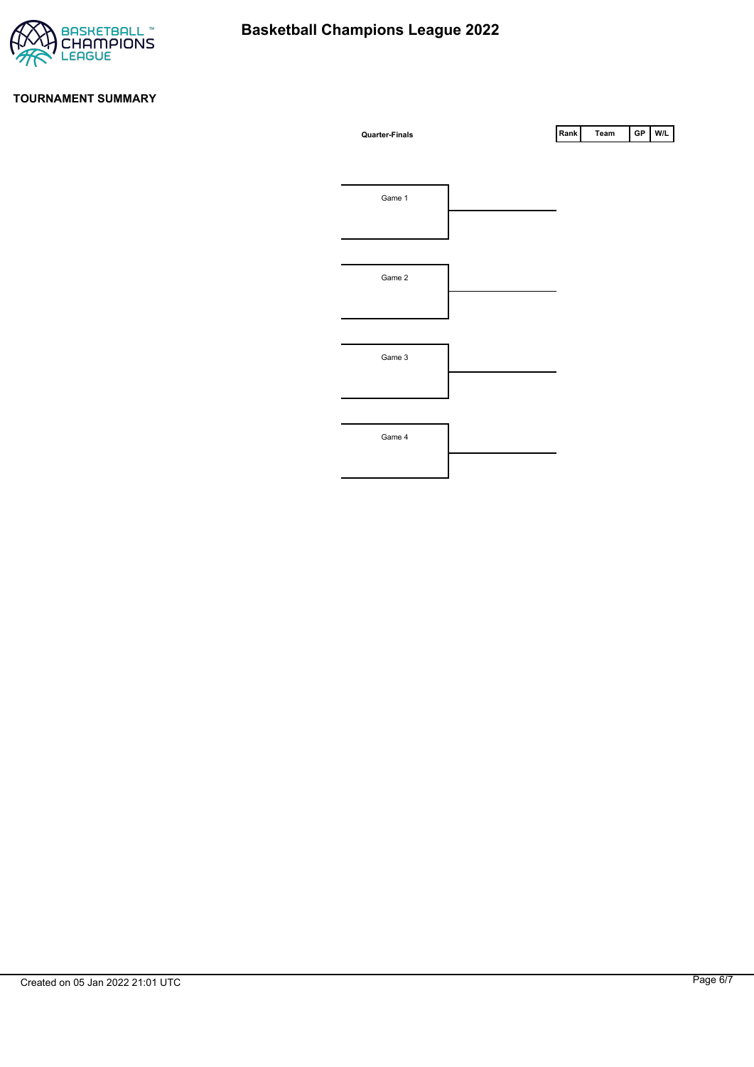# Basketball Champions League 2022

## TOURNAMENT SUMMARY

**Quarter-Finals**

| Rank | Team | GP | W/L |
|---|---|---|---|

Game 1

Game 2

Game 3

Game 4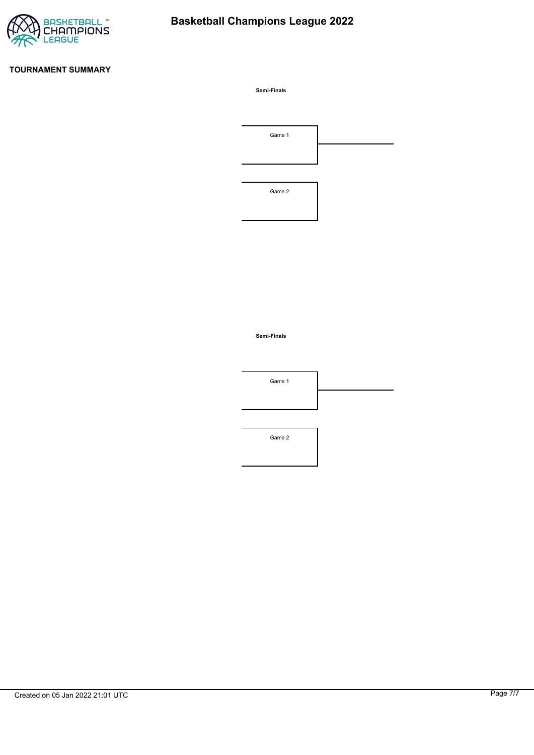# Basketball Champions League 2022

## TOURNAMENT SUMMARY

**Semi-Finals**

Game 1

Game 2

**Semi-Finals**

Game 1

Game 2

Created on 05 Jan 2022 21:01 UTC